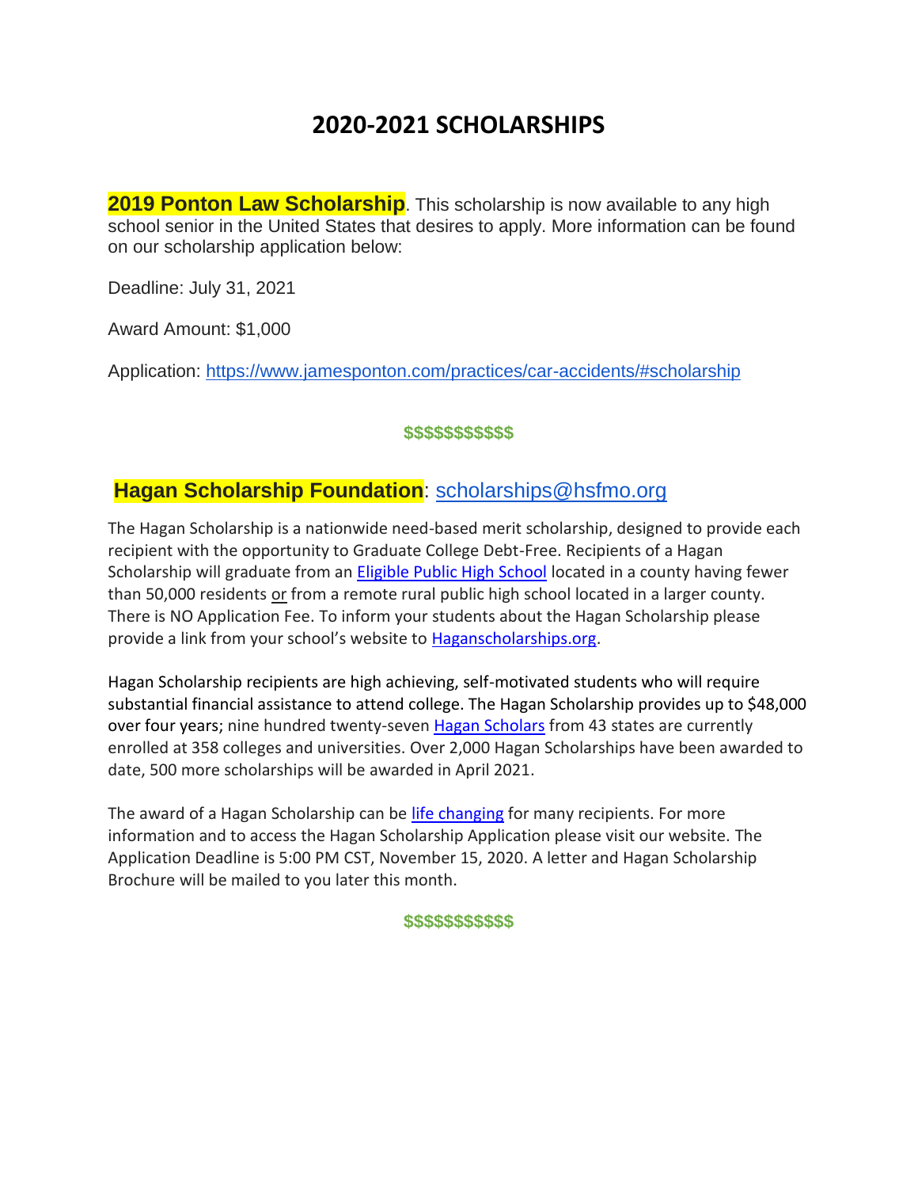# 2020-2021 SCHOLARSHIPS

**2019 Ponton Law Scholarship**. This scholarship is now available to any high school senior in the United States that desires to apply. More information can be found on our scholarship application below:

Deadline: July 31, 2021

Award Amount: $1,000

Application: https://www.jamesponton.com/practices/car-accidents/#scholarship

$$$$$$$$$$$

**Hagan Scholarship Foundation**: scholarships@hsfmo.org

The Hagan Scholarship is a nationwide need-based merit scholarship, designed to provide each recipient with the opportunity to Graduate College Debt-Free. Recipients of a Hagan Scholarship will graduate from an Eligible Public High School located in a county having fewer than 50,000 residents or from a remote rural public high school located in a larger county. There is NO Application Fee. To inform your students about the Hagan Scholarship please provide a link from your school's website to Haganscholarships.org.

Hagan Scholarship recipients are high achieving, self-motivated students who will require substantial financial assistance to attend college. The Hagan Scholarship provides up to $48,000 over four years; nine hundred twenty-seven Hagan Scholars from 43 states are currently enrolled at 358 colleges and universities. Over 2,000 Hagan Scholarships have been awarded to date, 500 more scholarships will be awarded in April 2021.

The award of a Hagan Scholarship can be life changing for many recipients. For more information and to access the Hagan Scholarship Application please visit our website. The Application Deadline is 5:00 PM CST, November 15, 2020. A letter and Hagan Scholarship Brochure will be mailed to you later this month.

$$$$$$$$$$$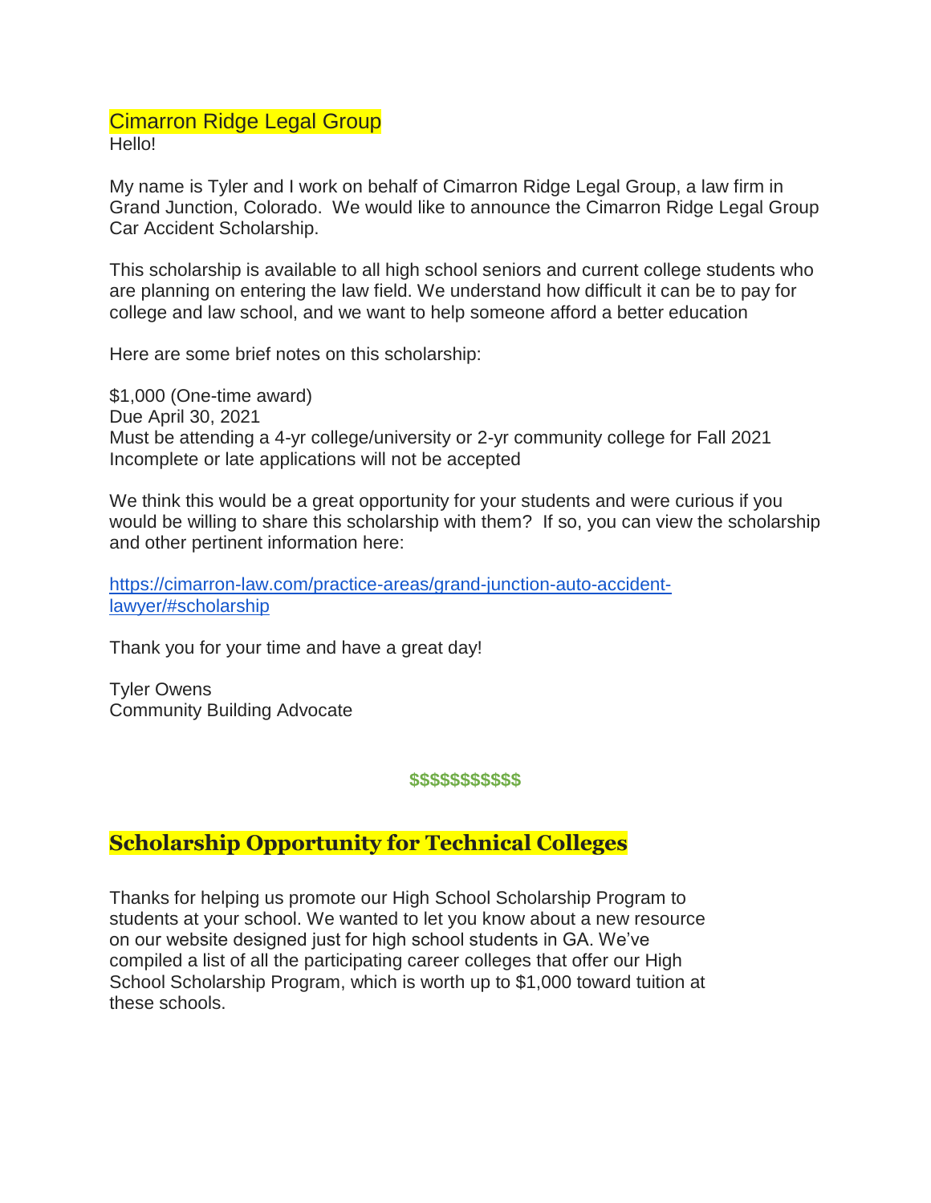## Cimarron Ridge Legal Group

Hello!

My name is Tyler and I work on behalf of Cimarron Ridge Legal Group, a law firm in Grand Junction, Colorado. We would like to announce the Cimarron Ridge Legal Group Car Accident Scholarship.

This scholarship is available to all high school seniors and current college students who are planning on entering the law field. We understand how difficult it can be to pay for college and law school, and we want to help someone afford a better education

Here are some brief notes on this scholarship:

$1,000 (One-time award)
Due April 30, 2021
Must be attending a 4-yr college/university or 2-yr community college for Fall 2021
Incomplete or late applications will not be accepted

We think this would be a great opportunity for your students and were curious if you would be willing to share this scholarship with them? If so, you can view the scholarship and other pertinent information here:

[https://cimarron-law.com/practice-areas/grand-junction-auto-accident-lawyer/#scholarship](https://cimarron-law.com/practice-areas/grand-junction-auto-accident-lawyer/#scholarship)

Thank you for your time and have a great day!

Tyler Owens
Community Building Advocate

**$$$$$$$$$$$**

## Scholarship Opportunity for Technical Colleges

Thanks for helping us promote our High School Scholarship Program to students at your school. We wanted to let you know about a new resource on our website designed just for high school students in GA. We've compiled a list of all the participating career colleges that offer our High School Scholarship Program, which is worth up to $1,000 toward tuition at these schools.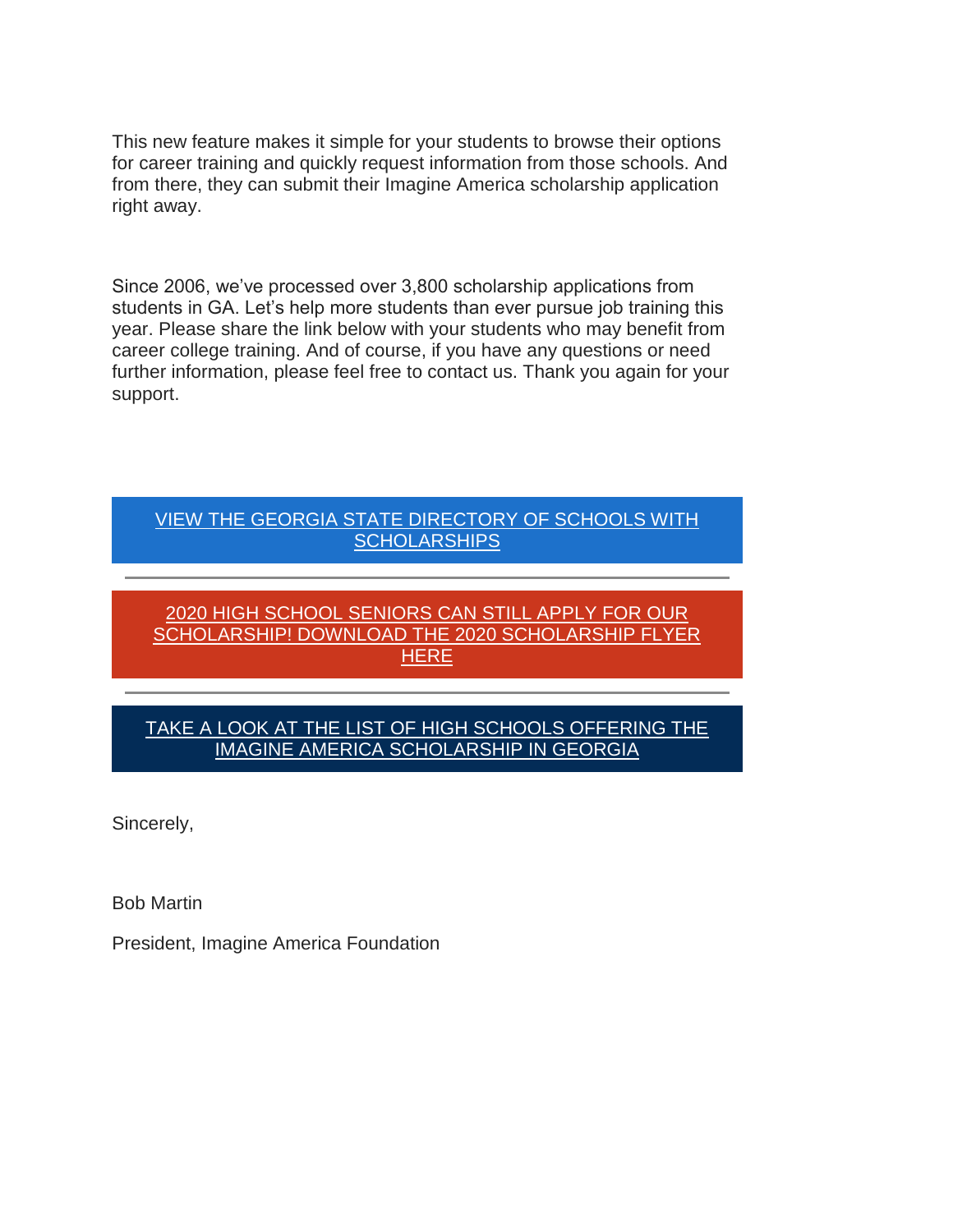This new feature makes it simple for your students to browse their options for career training and quickly request information from those schools. And from there, they can submit their Imagine America scholarship application right away.

Since 2006, we've processed over 3,800 scholarship applications from students in GA. Let's help more students than ever pursue job training this year. Please share the link below with your students who may benefit from career college training. And of course, if you have any questions or need further information, please feel free to contact us. Thank you again for your support.

VIEW THE GEORGIA STATE DIRECTORY OF SCHOOLS WITH SCHOLARSHIPS

---

2020 HIGH SCHOOL SENIORS CAN STILL APPLY FOR OUR SCHOLARSHIP! DOWNLOAD THE 2020 SCHOLARSHIP FLYER HERE

---

TAKE A LOOK AT THE LIST OF HIGH SCHOOLS OFFERING THE IMAGINE AMERICA SCHOLARSHIP IN GEORGIA

Sincerely,

Bob Martin

President, Imagine America Foundation